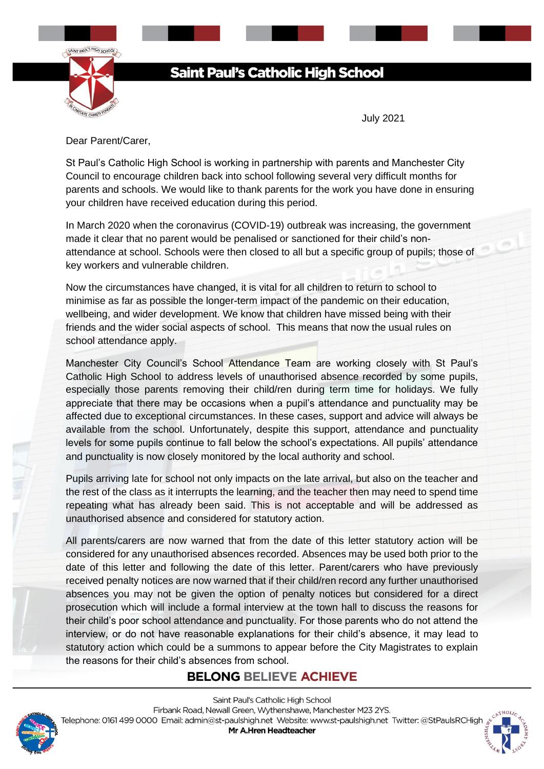# Saint Paul's Catholic High School

July 2021

Dear Parent/Carer,

St Paul's Catholic High School is working in partnership with parents and Manchester City Council to encourage children back into school following several very difficult months for parents and schools. We would like to thank parents for the work you have done in ensuring your children have received education during this period.

In March 2020 when the coronavirus (COVID-19) outbreak was increasing, the government made it clear that no parent would be penalised or sanctioned for their child's non-attendance at school. Schools were then closed to all but a specific group of pupils; those of key workers and vulnerable children.

Now the circumstances have changed, it is vital for all children to return to school to minimise as far as possible the longer-term impact of the pandemic on their education, wellbeing, and wider development. We know that children have missed being with their friends and the wider social aspects of school. This means that now the usual rules on school attendance apply.

Manchester City Council's School Attendance Team are working closely with St Paul's Catholic High School to address levels of unauthorised absence recorded by some pupils, especially those parents removing their child/ren during term time for holidays. We fully appreciate that there may be occasions when a pupil's attendance and punctuality may be affected due to exceptional circumstances. In these cases, support and advice will always be available from the school. Unfortunately, despite this support, attendance and punctuality levels for some pupils continue to fall below the school's expectations. All pupils' attendance and punctuality is now closely monitored by the local authority and school.

Pupils arriving late for school not only impacts on the late arrival, but also on the teacher and the rest of the class as it interrupts the learning, and the teacher then may need to spend time repeating what has already been said. This is not acceptable and will be addressed as unauthorised absence and considered for statutory action.

All parents/carers are now warned that from the date of this letter statutory action will be considered for any unauthorised absences recorded. Absences may be used both prior to the date of this letter and following the date of this letter. Parent/carers who have previously received penalty notices are now warned that if their child/ren record any further unauthorised absences you may not be given the option of penalty notices but considered for a direct prosecution which will include a formal interview at the town hall to discuss the reasons for their child's poor school attendance and punctuality. For those parents who do not attend the interview, or do not have reasonable explanations for their child's absence, it may lead to statutory action which could be a summons to appear before the City Magistrates to explain the reasons for their child's absences from school.

**BELONG BELIEVE ACHIEVE**

Saint Paul's Catholic High School
Firbank Road, Newall Green, Wythenshawe, Manchester M23 2YS.
Telephone: 0161 499 0000 Email: admin@st-paulshigh.net Website: www.st-paulshigh.net Twitter: @StPaulsRCHigh
**Mr A.Hren Headteacher**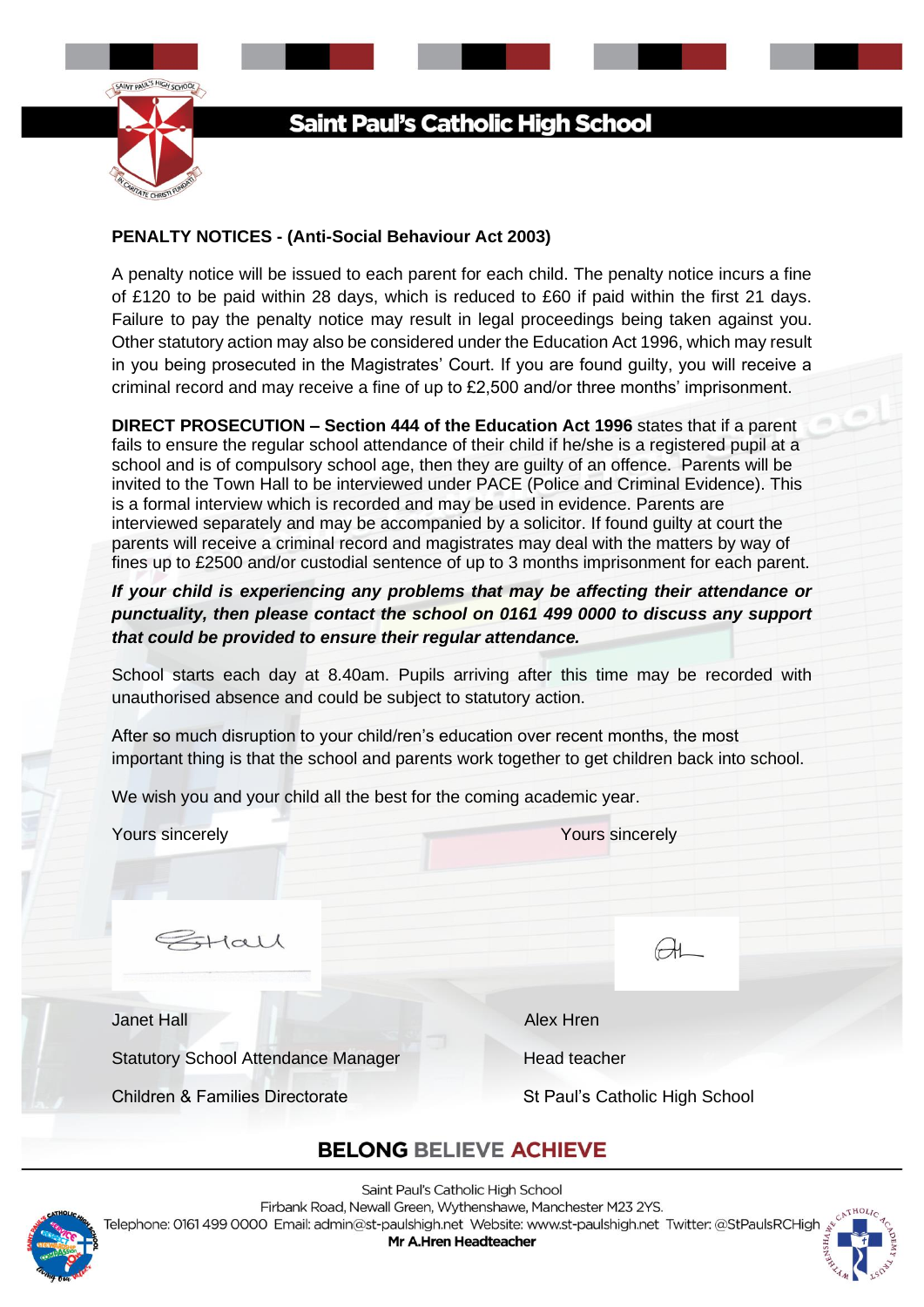**PENALTY NOTICES - (Anti-Social Behaviour Act 2003)**

A penalty notice will be issued to each parent for each child. The penalty notice incurs a fine of £120 to be paid within 28 days, which is reduced to £60 if paid within the first 21 days. Failure to pay the penalty notice may result in legal proceedings being taken against you. Other statutory action may also be considered under the Education Act 1996, which may result in you being prosecuted in the Magistrates' Court. If you are found guilty, you will receive a criminal record and may receive a fine of up to £2,500 and/or three months' imprisonment.

**DIRECT PROSECUTION – Section 444 of the Education Act 1996** states that if a parent fails to ensure the regular school attendance of their child if he/she is a registered pupil at a school and is of compulsory school age, then they are guilty of an offence. Parents will be invited to the Town Hall to be interviewed under PACE (Police and Criminal Evidence). This is a formal interview which is recorded and may be used in evidence. Parents are interviewed separately and may be accompanied by a solicitor. If found guilty at court the parents will receive a criminal record and magistrates may deal with the matters by way of fines up to £2500 and/or custodial sentence of up to 3 months imprisonment for each parent.

***If your child is experiencing any problems that may be affecting their attendance or punctuality, then please contact the school on 0161 499 0000 to discuss any support that could be provided to ensure their regular attendance.***

School starts each day at 8.40am. Pupils arriving after this time may be recorded with unauthorised absence and could be subject to statutory action.

After so much disruption to your child/ren's education over recent months, the most important thing is that the school and parents work together to get children back into school.

We wish you and your child all the best for the coming academic year.

Yours sincerely

Janet Hall

Statutory School Attendance Manager

Children & Families Directorate

Yours sincerely

Alex Hren

Head teacher

St Paul's Catholic High School

**BELONG BELIEVE ACHIEVE**

Saint Paul's Catholic High School
Firbank Road, Newall Green, Wythenshawe, Manchester M23 2YS.
Telephone: 0161 499 0000 Email: admin@st-paulshigh.net Website: www.st-paulshigh.net Twitter: @StPaulsRCHigh
**Mr A.Hren Headteacher**